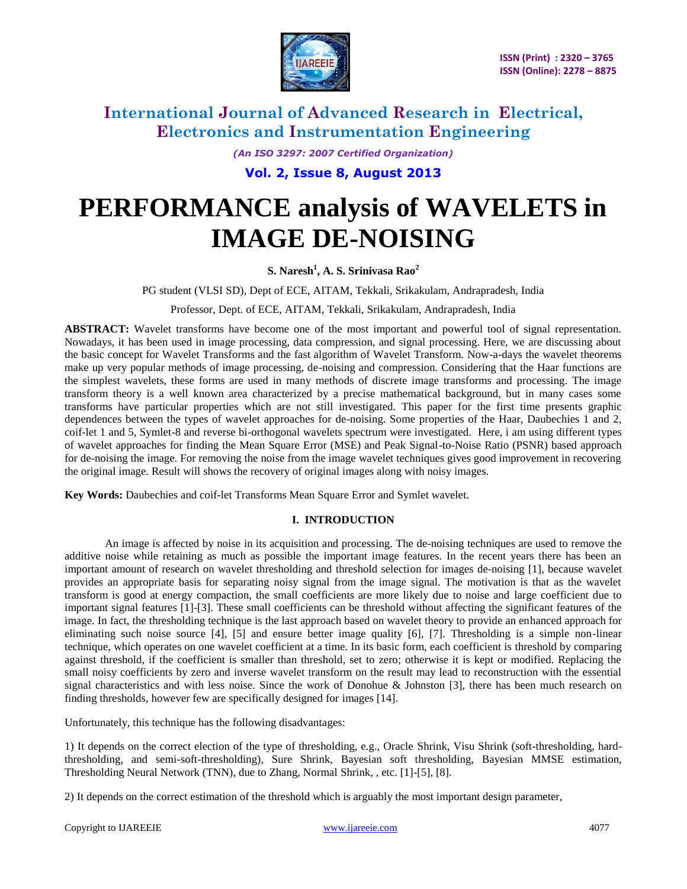# PERFORMANCE analysis of WAVELETS in IMAGE DE-NOISING

**S. Naresh[1], A. S. Srinivasa Rao[2]**

PG student (VLSI SD), Dept of ECE, AITAM, Tekkali, Srikakulam, Andrapradesh, India

Professor, Dept. of ECE, AITAM, Tekkali, Srikakulam, Andrapradesh, India

**ABSTRACT:** Wavelet transforms have become one of the most important and powerful tool of signal representation. Nowadays, it has been used in image processing, data compression, and signal processing. Here, we are discussing about the basic concept for Wavelet Transforms and the fast algorithm of Wavelet Transform. Now-a-days the wavelet theorems make up very popular methods of image processing, de-noising and compression. Considering that the Haar functions are the simplest wavelets, these forms are used in many methods of discrete image transforms and processing. The image transform theory is a well known area characterized by a precise mathematical background, but in many cases some transforms have particular properties which are not still investigated. This paper for the first time presents graphic dependences between the types of wavelet approaches for de-noising. Some properties of the Haar, Daubechies 1 and 2, coif-let 1 and 5, Symlet-8 and reverse bi-orthogonal wavelets spectrum were investigated. Here, i am using different types of wavelet approaches for finding the Mean Square Error (MSE) and Peak Signal-to-Noise Ratio (PSNR) based approach for de-noising the image. For removing the noise from the image wavelet techniques gives good improvement in recovering the original image. Result will shows the recovery of original images along with noisy images.

**Key Words:** Daubechies and coif-let Transforms Mean Square Error and Symlet wavelet.

## I. INTRODUCTION

An image is affected by noise in its acquisition and processing. The de-noising techniques are used to remove the additive noise while retaining as much as possible the important image features. In the recent years there has been an important amount of research on wavelet thresholding and threshold selection for images de-noising [1], because wavelet provides an appropriate basis for separating noisy signal from the image signal. The motivation is that as the wavelet transform is good at energy compaction, the small coefficients are more likely due to noise and large coefficient due to important signal features [1]-[3]. These small coefficients can be threshold without affecting the significant features of the image. In fact, the thresholding technique is the last approach based on wavelet theory to provide an enhanced approach for eliminating such noise source [4], [5] and ensure better image quality [6], [7]. Thresholding is a simple non-linear technique, which operates on one wavelet coefficient at a time. In its basic form, each coefficient is threshold by comparing against threshold, if the coefficient is smaller than threshold, set to zero; otherwise it is kept or modified. Replacing the small noisy coefficients by zero and inverse wavelet transform on the result may lead to reconstruction with the essential signal characteristics and with less noise. Since the work of Donohue & Johnston [3], there has been much research on finding thresholds, however few are specifically designed for images [14].

Unfortunately, this technique has the following disadvantages:

1) It depends on the correct election of the type of thresholding, e.g., Oracle Shrink, Visu Shrink (soft-thresholding, hard-thresholding, and semi-soft-thresholding), Sure Shrink, Bayesian soft thresholding, Bayesian MMSE estimation, Thresholding Neural Network (TNN), due to Zhang, Normal Shrink, , etc. [1]-[5], [8].

2) It depends on the correct estimation of the threshold which is arguably the most important design parameter,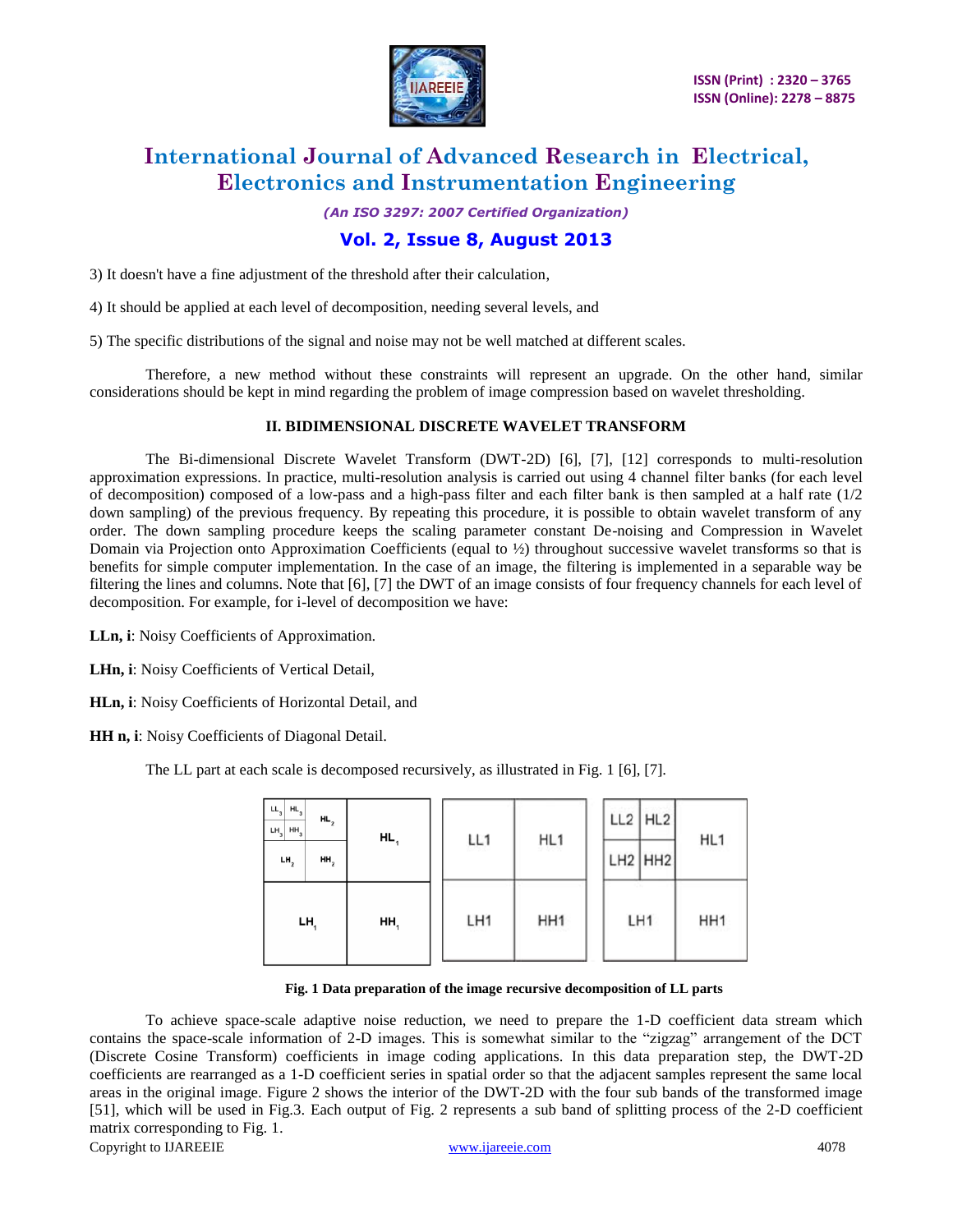3) It doesn't have a fine adjustment of the threshold after their calculation,

4) It should be applied at each level of decomposition, needing several levels, and

5) The specific distributions of the signal and noise may not be well matched at different scales.

Therefore, a new method without these constraints will represent an upgrade. On the other hand, similar considerations should be kept in mind regarding the problem of image compression based on wavelet thresholding.

## II. BIDIMENSIONAL DISCRETE WAVELET TRANSFORM

The Bi-dimensional Discrete Wavelet Transform (DWT-2D) [6], [7], [12] corresponds to multi-resolution approximation expressions. In practice, multi-resolution analysis is carried out using 4 channel filter banks (for each level of decomposition) composed of a low-pass and a high-pass filter and each filter bank is then sampled at a half rate (1/2 down sampling) of the previous frequency. By repeating this procedure, it is possible to obtain wavelet transform of any order. The down sampling procedure keeps the scaling parameter constant De-noising and Compression in Wavelet Domain via Projection onto Approximation Coefficients (equal to ½) throughout successive wavelet transforms so that is benefits for simple computer implementation. In the case of an image, the filtering is implemented in a separable way be filtering the lines and columns. Note that [6], [7] the DWT of an image consists of four frequency channels for each level of decomposition. For example, for i-level of decomposition we have:

**LLn, i**: Noisy Coefficients of Approximation.

**LHn, i**: Noisy Coefficients of Vertical Detail,

**HLn, i**: Noisy Coefficients of Horizontal Detail, and

**HH n, i**: Noisy Coefficients of Diagonal Detail.

The LL part at each scale is decomposed recursively, as illustrated in Fig. 1 [6], [7].

| $LL_3$ | $HL_3$ | $HL_2$ | $HL_1$ |
|---|---|---|---|
| $LH_3$ | $HH_3$ | | |
| $LH_2$ | | $HH_2$ | |
| $LH_1$ | | | $HH_1$ |

| LL1 | HL1 |
|---|---|
| LH1 | HH1 |

| LL2 | HL2 | HL1 |
|---|---|---|
| LH2 | HH2 | |
| LH1 | | HH1 |

**Fig. 1 Data preparation of the image recursive decomposition of LL parts**

To achieve space-scale adaptive noise reduction, we need to prepare the 1-D coefficient data stream which contains the space-scale information of 2-D images. This is somewhat similar to the "zigzag" arrangement of the DCT (Discrete Cosine Transform) coefficients in image coding applications. In this data preparation step, the DWT-2D coefficients are rearranged as a 1-D coefficient series in spatial order so that the adjacent samples represent the same local areas in the original image. Figure 2 shows the interior of the DWT-2D with the four sub bands of the transformed image [51], which will be used in Fig.3. Each output of Fig. 2 represents a sub band of splitting process of the 2-D coefficient matrix corresponding to Fig. 1.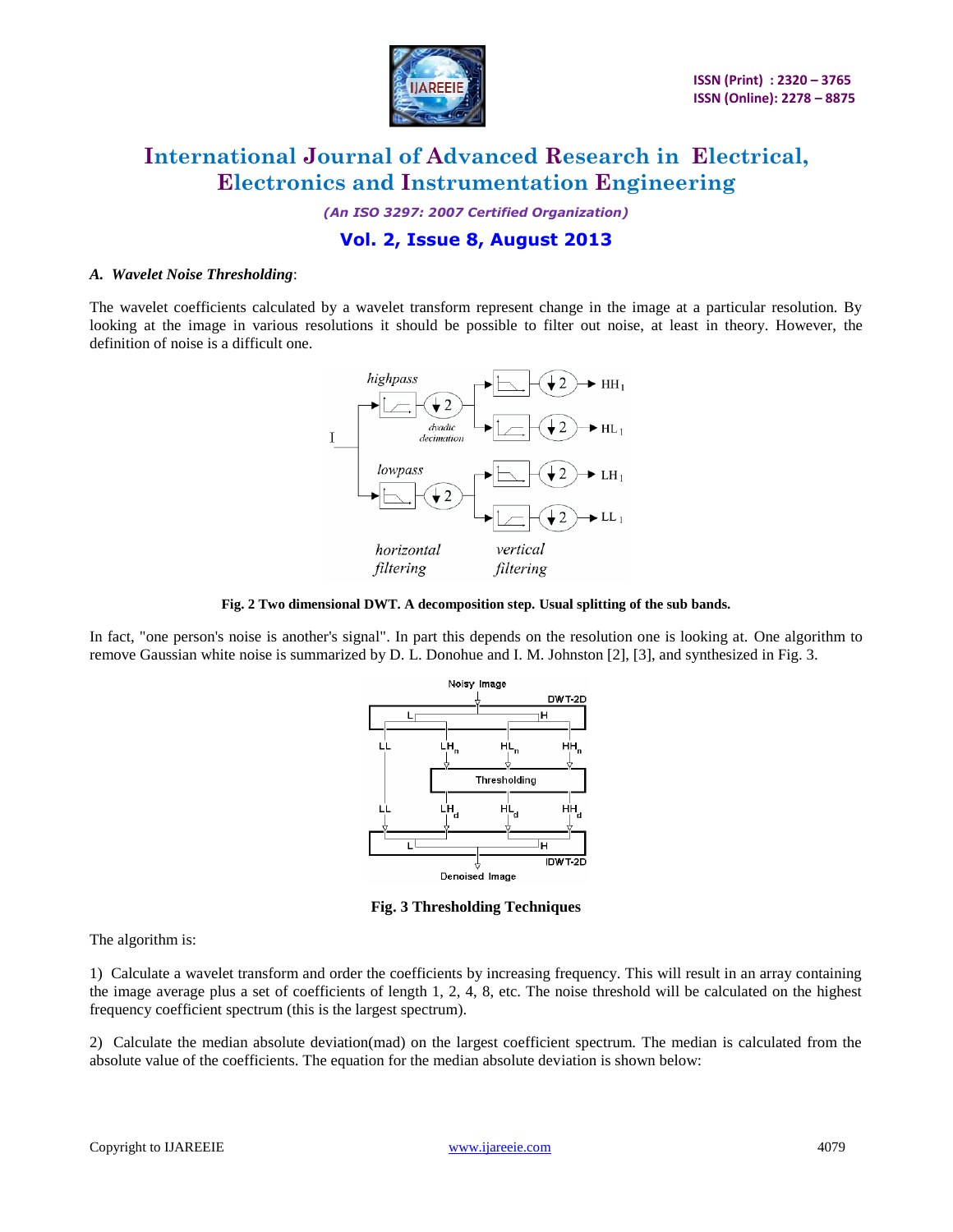### *A. Wavelet Noise Thresholding*:

The wavelet coefficients calculated by a wavelet transform represent change in the image at a particular resolution. By looking at the image in various resolutions it should be possible to filter out noise, at least in theory. However, the definition of noise is a difficult one.

**Fig. 2 Two dimensional DWT. A decomposition step. Usual splitting of the sub bands.**

In fact, "one person's noise is another's signal". In part this depends on the resolution one is looking at. One algorithm to remove Gaussian white noise is summarized by D. L. Donohue and I. M. Johnston [2], [3], and synthesized in Fig. 3.

**Fig. 3 Thresholding Techniques**

The algorithm is:

1) Calculate a wavelet transform and order the coefficients by increasing frequency. This will result in an array containing the image average plus a set of coefficients of length 1, 2, 4, 8, etc. The noise threshold will be calculated on the highest frequency coefficient spectrum (this is the largest spectrum).

2) Calculate the median absolute deviation(mad) on the largest coefficient spectrum. The median is calculated from the absolute value of the coefficients. The equation for the median absolute deviation is shown below: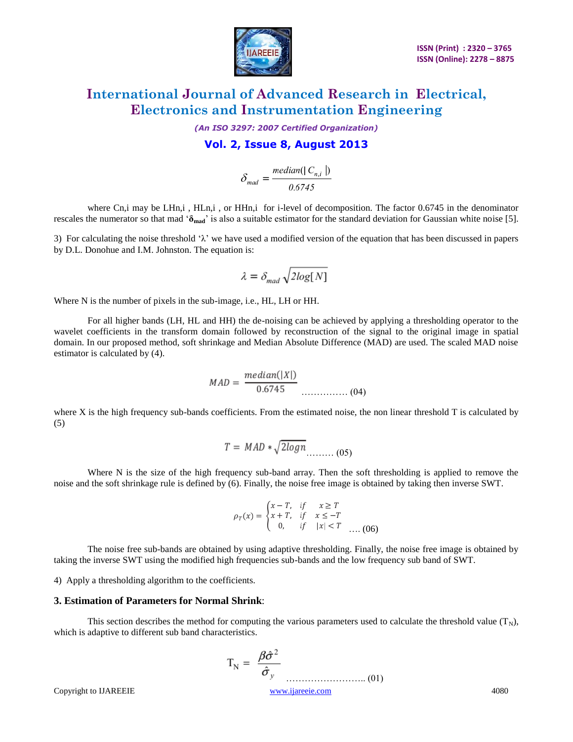$$\delta_{mad} = \frac{median(|C_{n,i}|)}{0.6745}$$

where Cn,i may be LHn,i , HLn,i , or HHn,i for i-level of decomposition. The factor 0.6745 in the denominator rescales the numerator so that mad '$\delta_{mad}$' is also a suitable estimator for the standard deviation for Gaussian white noise [5].

3) For calculating the noise threshold 'λ' we have used a modified version of the equation that has been discussed in papers by D.L. Donohue and I.M. Johnston. The equation is:

$$\lambda = \delta_{mad}\sqrt{2log[N]}$$

Where N is the number of pixels in the sub-image, i.e., HL, LH or HH.

For all higher bands (LH, HL and HH) the de-noising can be achieved by applying a thresholding operator to the wavelet coefficients in the transform domain followed by reconstruction of the signal to the original image in spatial domain. In our proposed method, soft shrinkage and Median Absolute Difference (MAD) are used. The scaled MAD noise estimator is calculated by (4).

$$MAD = \frac{median(|X|)}{0.6745} \quad \text{…………… (04)}$$

where X is the high frequency sub-bands coefficients. From the estimated noise, the non linear threshold T is calculated by (5)

$$T = MAD * \sqrt{2logn} \quad \text{……… (05)}$$

Where N is the size of the high frequency sub-band array. Then the soft thresholding is applied to remove the noise and the soft shrinkage rule is defined by (6). Finally, the noise free image is obtained by taking then inverse SWT.

$$\rho_T(x) = \begin{cases} x - T, & if \quad x \geq T \\ x + T, & if \quad x \leq -T \\ 0, & if \quad |x| < T \end{cases} \quad \text{…. (06)}$$

The noise free sub-bands are obtained by using adaptive thresholding. Finally, the noise free image is obtained by taking the inverse SWT using the modified high frequencies sub-bands and the low frequency sub band of SWT.

4) Apply a thresholding algorithm to the coefficients.

### 3. Estimation of Parameters for Normal Shrink:

This section describes the method for computing the various parameters used to calculate the threshold value ($T_N$), which is adaptive to different sub band characteristics.

$$T_N = \frac{\beta\hat{\sigma}^2}{\hat{\sigma}_y} \quad \text{…………………….. (01)}$$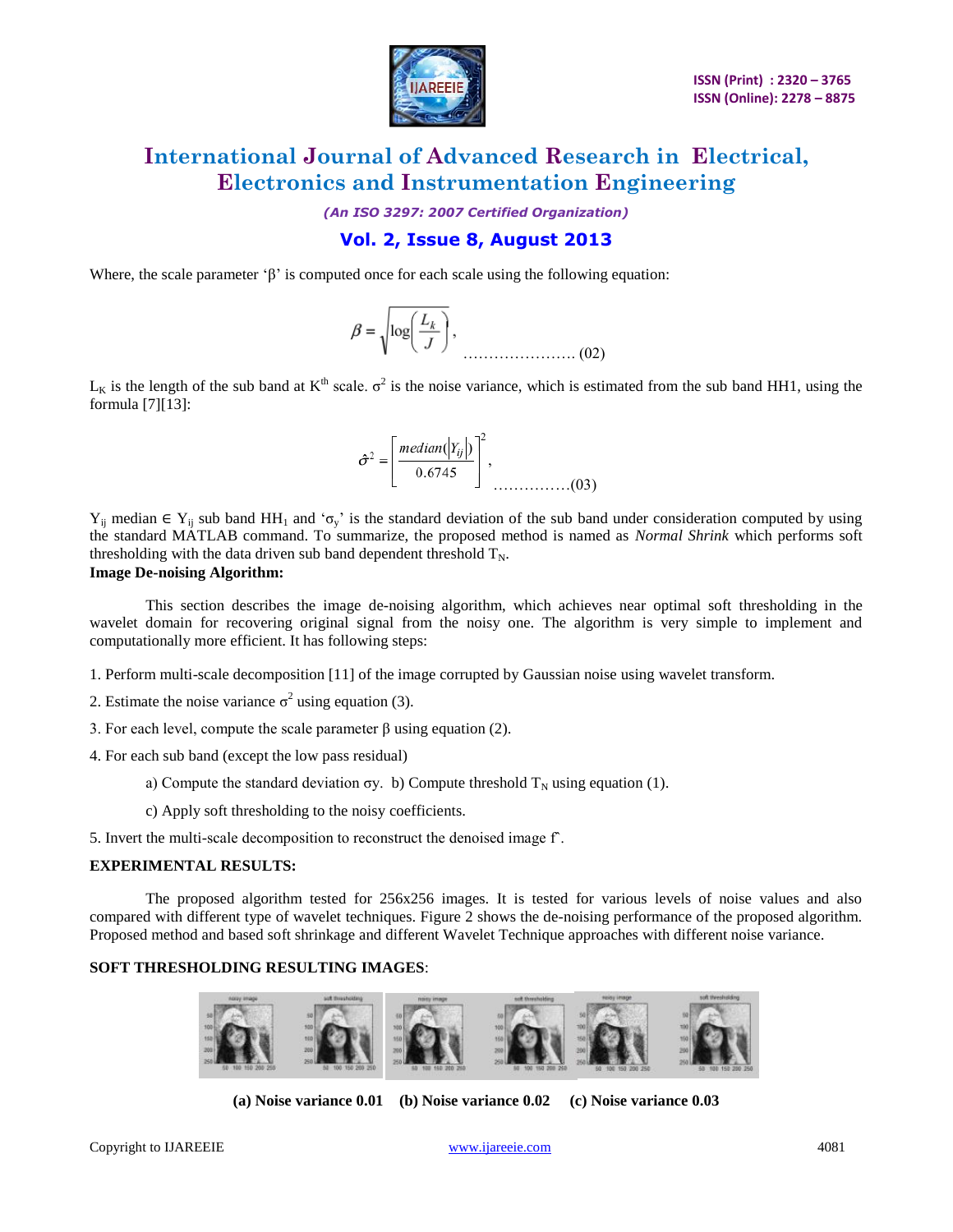Where, the scale parameter 'β' is computed once for each scale using the following equation:

$$\beta = \sqrt{\log\left(\frac{L_k}{J}\right)}, \qquad \text{………………….. (02)}$$

$L_K$ is the length of the sub band at $K^{th}$ scale. $\sigma^2$ is the noise variance, which is estimated from the sub band HH1, using the formula [7][13]:

$$\hat{\sigma}^2 = \left[\frac{median(|Y_{ij}|)}{0.6745}\right]^2, \qquad \text{……………(03)}$$

$Y_{ij}$ median $\in Y_{ij}$ sub band $HH_1$ and '$\sigma_y$' is the standard deviation of the sub band under consideration computed by using the standard MATLAB command. To summarize, the proposed method is named as *Normal Shrink* which performs soft thresholding with the data driven sub band dependent threshold $T_N$.

**Image De-noising Algorithm:**

This section describes the image de-noising algorithm, which achieves near optimal soft thresholding in the wavelet domain for recovering original signal from the noisy one. The algorithm is very simple to implement and computationally more efficient. It has following steps:

1. Perform multi-scale decomposition [11] of the image corrupted by Gaussian noise using wavelet transform.

2. Estimate the noise variance $\sigma^2$ using equation (3).

3. For each level, compute the scale parameter β using equation (2).

4. For each sub band (except the low pass residual)

   a) Compute the standard deviation σy. b) Compute threshold $T_N$ using equation (1).

   c) Apply soft thresholding to the noisy coefficients.

5. Invert the multi-scale decomposition to reconstruct the denoised image f̂.

**EXPERIMENTAL RESULTS:**

The proposed algorithm tested for 256x256 images. It is tested for various levels of noise values and also compared with different type of wavelet techniques. Figure 2 shows the de-noising performance of the proposed algorithm. Proposed method and based soft shrinkage and different Wavelet Technique approaches with different noise variance.

**SOFT THRESHOLDING RESULTING IMAGES**:

**(a) Noise variance 0.01 (b) Noise variance 0.02 (c) Noise variance 0.03**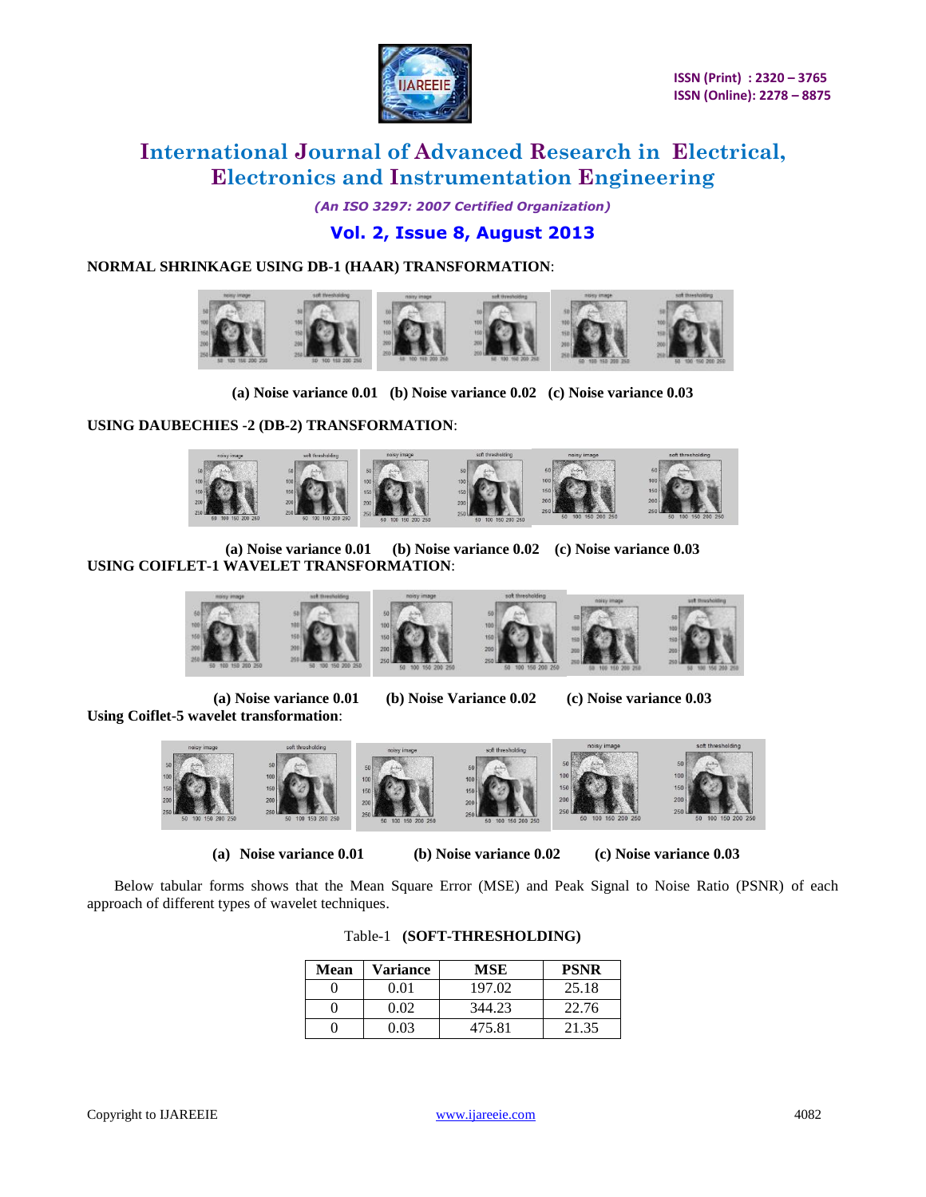**NORMAL SHRINKAGE USING DB-1 (HAAR) TRANSFORMATION**:

**(a) Noise variance 0.01 (b) Noise variance 0.02 (c) Noise variance 0.03**

**USING DAUBECHIES -2 (DB-2) TRANSFORMATION**:

**(a) Noise variance 0.01 (b) Noise variance 0.02 (c) Noise variance 0.03**

**USING COIFLET-1 WAVELET TRANSFORMATION**:

**(a) Noise variance 0.01 (b) Noise Variance 0.02 (c) Noise variance 0.03**

**Using Coiflet-5 wavelet transformation**:

**(a) Noise variance 0.01 (b) Noise variance 0.02 (c) Noise variance 0.03**

Below tabular forms shows that the Mean Square Error (MSE) and Peak Signal to Noise Ratio (PSNR) of each approach of different types of wavelet techniques.

Table-1 **(SOFT-THRESHOLDING)**

| Mean | Variance | MSE | PSNR |
|---|---|---|---|
| 0 | 0.01 | 197.02 | 25.18 |
| 0 | 0.02 | 344.23 | 22.76 |
| 0 | 0.03 | 475.81 | 21.35 |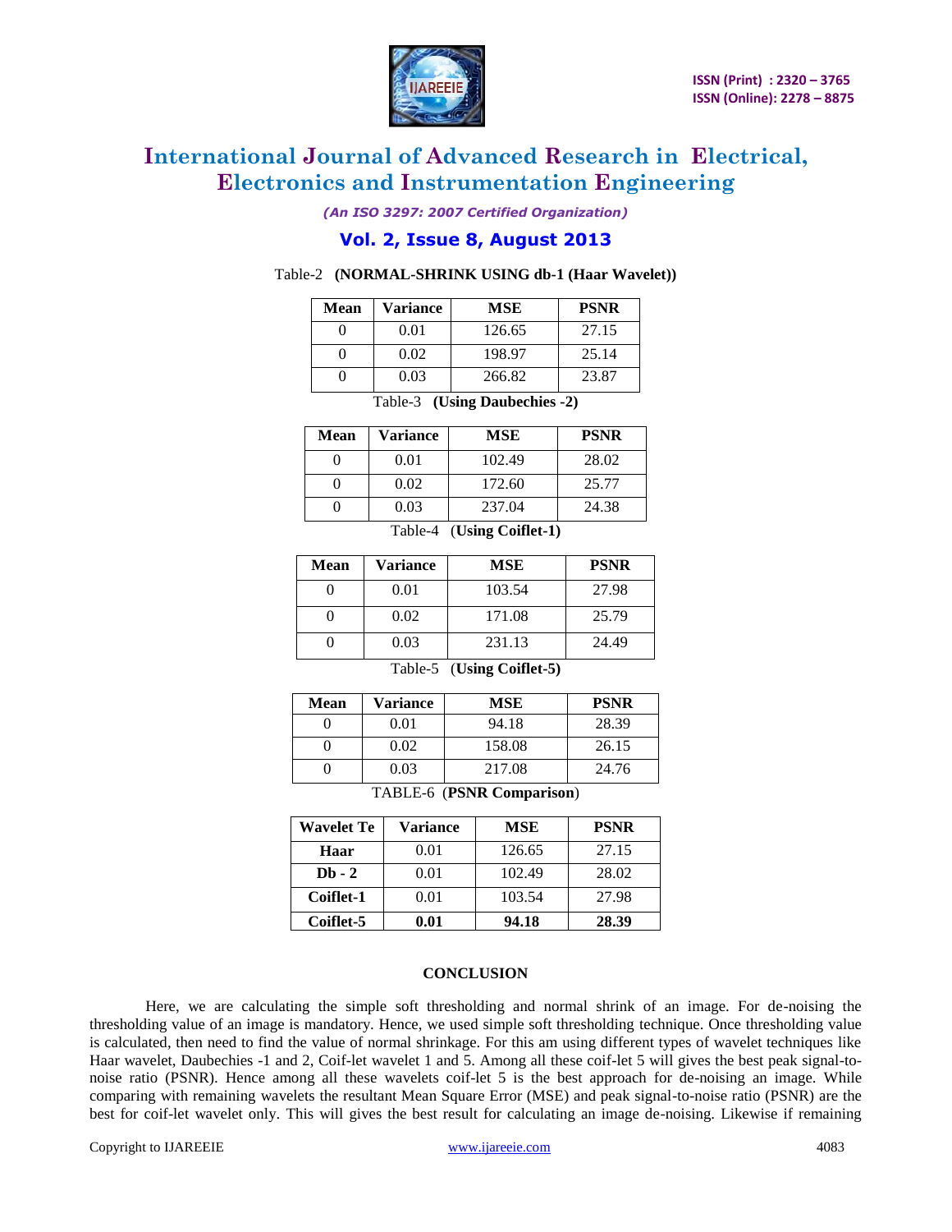Table-2 **(NORMAL-SHRINK USING db-1 (Haar Wavelet))**

| Mean | Variance | MSE | PSNR |
|---|---|---|---|
| 0 | 0.01 | 126.65 | 27.15 |
| 0 | 0.02 | 198.97 | 25.14 |
| 0 | 0.03 | 266.82 | 23.87 |

Table-3 **(Using Daubechies -2)**

| Mean | Variance | MSE | PSNR |
|---|---|---|---|
| 0 | 0.01 | 102.49 | 28.02 |
| 0 | 0.02 | 172.60 | 25.77 |
| 0 | 0.03 | 237.04 | 24.38 |

Table-4 (**Using Coiflet-1)**

| Mean | Variance | MSE | PSNR |
|---|---|---|---|
| 0 | 0.01 | 103.54 | 27.98 |
| 0 | 0.02 | 171.08 | 25.79 |
| 0 | 0.03 | 231.13 | 24.49 |

Table-5 (**Using Coiflet-5)**

| Mean | Variance | MSE | PSNR |
|---|---|---|---|
| 0 | 0.01 | 94.18 | 28.39 |
| 0 | 0.02 | 158.08 | 26.15 |
| 0 | 0.03 | 217.08 | 24.76 |

TABLE-6 (**PSNR Comparison**)

| Wavelet Te | Variance | MSE | PSNR |
|---|---|---|---|
| **Haar** | 0.01 | 126.65 | 27.15 |
| **Db - 2** | 0.01 | 102.49 | 28.02 |
| **Coiflet-1** | 0.01 | 103.54 | 27.98 |
| **Coiflet-5** | **0.01** | **94.18** | **28.39** |

## CONCLUSION

Here, we are calculating the simple soft thresholding and normal shrink of an image. For de-noising the thresholding value of an image is mandatory. Hence, we used simple soft thresholding technique. Once thresholding value is calculated, then need to find the value of normal shrinkage. For this am using different types of wavelet techniques like Haar wavelet, Daubechies -1 and 2, Coif-let wavelet 1 and 5. Among all these coif-let 5 will gives the best peak signal-to-noise ratio (PSNR). Hence among all these wavelets coif-let 5 is the best approach for de-noising an image. While comparing with remaining wavelets the resultant Mean Square Error (MSE) and peak signal-to-noise ratio (PSNR) are the best for coif-let wavelet only. This will gives the best result for calculating an image de-noising. Likewise if remaining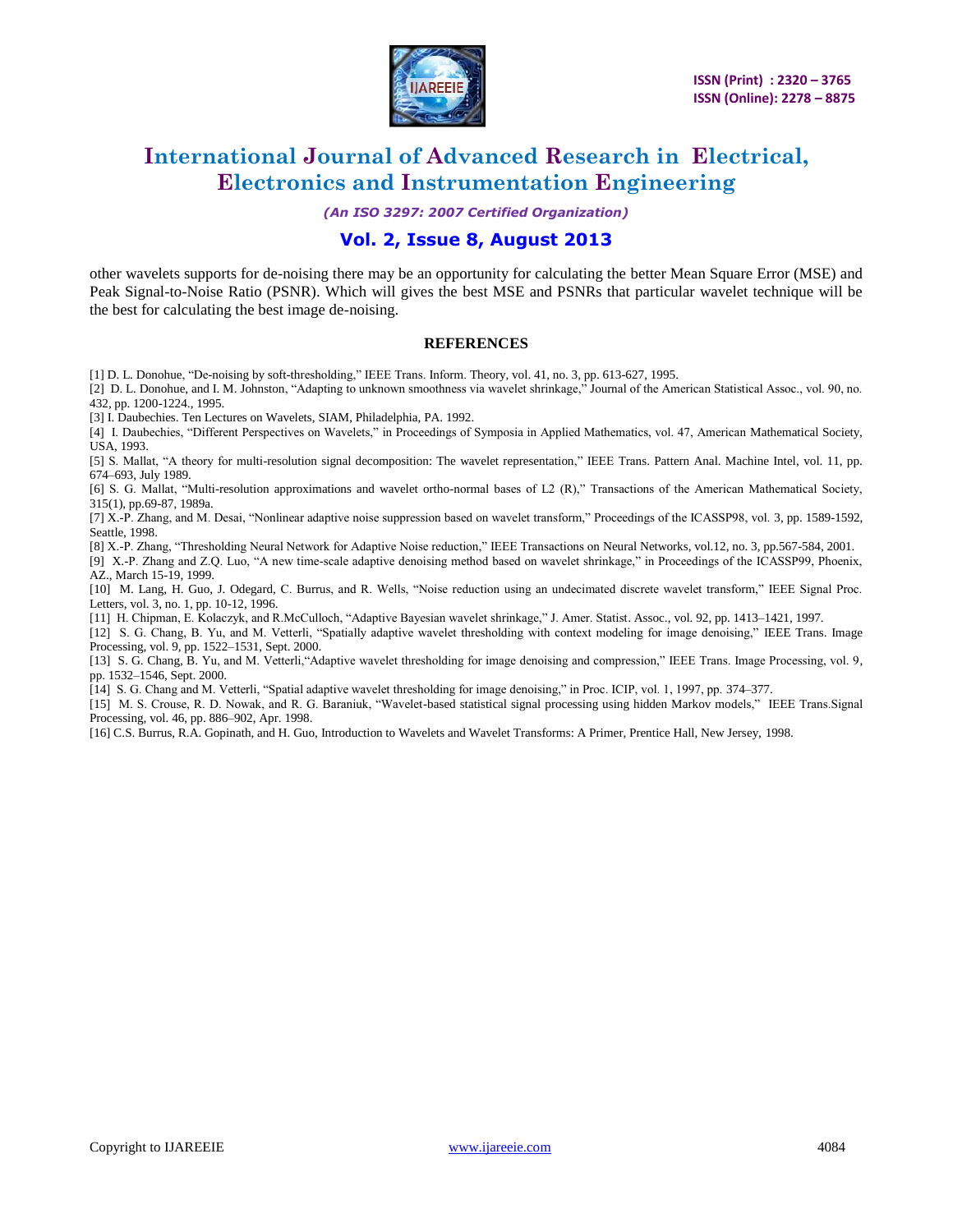other wavelets supports for de-noising there may be an opportunity for calculating the better Mean Square Error (MSE) and Peak Signal-to-Noise Ratio (PSNR). Which will gives the best MSE and PSNRs that particular wavelet technique will be the best for calculating the best image de-noising.

## REFERENCES

[1] D. L. Donohue, "De-noising by soft-thresholding," IEEE Trans. Inform. Theory, vol. 41, no. 3, pp. 613-627, 1995.

[2] D. L. Donohue, and I. M. Johnston, "Adapting to unknown smoothness via wavelet shrinkage," Journal of the American Statistical Assoc., vol. 90, no. 432, pp. 1200-1224., 1995.

[3] I. Daubechies. Ten Lectures on Wavelets, SIAM, Philadelphia, PA. 1992.

[4] I. Daubechies, "Different Perspectives on Wavelets," in Proceedings of Symposia in Applied Mathematics, vol. 47, American Mathematical Society, USA, 1993.

[5] S. Mallat, "A theory for multi-resolution signal decomposition: The wavelet representation," IEEE Trans. Pattern Anal. Machine Intel, vol. 11, pp. 674–693, July 1989.

[6] S. G. Mallat, "Multi-resolution approximations and wavelet ortho-normal bases of L2 (R)," Transactions of the American Mathematical Society, 315(1), pp.69-87, 1989a.

[7] X.-P. Zhang, and M. Desai, "Nonlinear adaptive noise suppression based on wavelet transform," Proceedings of the ICASSP98, vol. 3, pp. 1589-1592, Seattle, 1998.

[8] X.-P. Zhang, "Thresholding Neural Network for Adaptive Noise reduction," IEEE Transactions on Neural Networks, vol.12, no. 3, pp.567-584, 2001.

[9] X.-P. Zhang and Z.Q. Luo, "A new time-scale adaptive denoising method based on wavelet shrinkage," in Proceedings of the ICASSP99, Phoenix, AZ., March 15-19, 1999.

[10] M. Lang, H. Guo, J. Odegard, C. Burrus, and R. Wells, "Noise reduction using an undecimated discrete wavelet transform," IEEE Signal Proc. Letters, vol. 3, no. 1, pp. 10-12, 1996.

[11] H. Chipman, E. Kolaczyk, and R.McCulloch, "Adaptive Bayesian wavelet shrinkage," J. Amer. Statist. Assoc., vol. 92, pp. 1413–1421, 1997.

[12] S. G. Chang, B. Yu, and M. Vetterli, "Spatially adaptive wavelet thresholding with context modeling for image denoising," IEEE Trans. Image Processing, vol. 9, pp. 1522–1531, Sept. 2000.

[13] S. G. Chang, B. Yu, and M. Vetterli,"Adaptive wavelet thresholding for image denoising and compression," IEEE Trans. Image Processing, vol. 9, pp. 1532–1546, Sept. 2000.

[14] S. G. Chang and M. Vetterli, "Spatial adaptive wavelet thresholding for image denoising," in Proc. ICIP, vol. 1, 1997, pp. 374–377.

[15] M. S. Crouse, R. D. Nowak, and R. G. Baraniuk, "Wavelet-based statistical signal processing using hidden Markov models," IEEE Trans.Signal Processing, vol. 46, pp. 886–902, Apr. 1998.

[16] C.S. Burrus, R.A. Gopinath, and H. Guo, Introduction to Wavelets and Wavelet Transforms: A Primer, Prentice Hall, New Jersey, 1998.